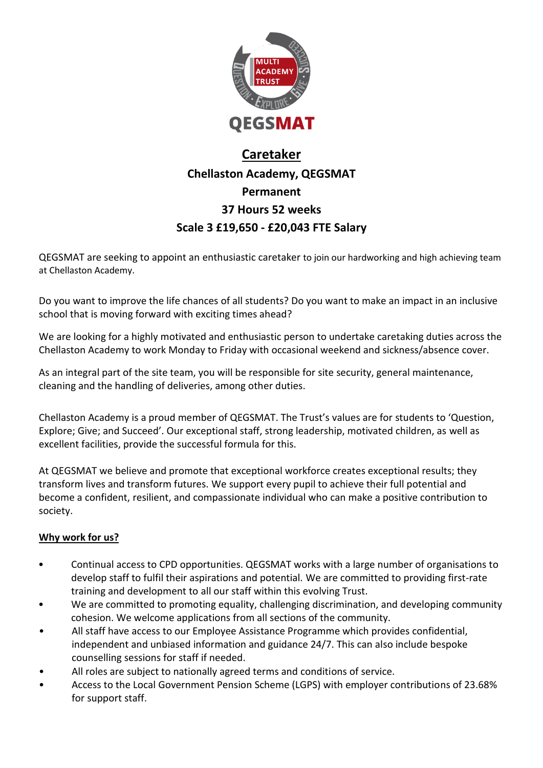# Caretaker

**Chellaston Academy, QEGSMAT**

**Permanent**

**37 Hours 52 weeks**

**Scale 3 £19,650 - £20,043 FTE Salary**

QEGSMAT are seeking to appoint an enthusiastic caretaker to join our hardworking and high achieving team at Chellaston Academy.

Do you want to improve the life chances of all students? Do you want to make an impact in an inclusive school that is moving forward with exciting times ahead?

We are looking for a highly motivated and enthusiastic person to undertake caretaking duties across the Chellaston Academy to work Monday to Friday with occasional weekend and sickness/absence cover.

As an integral part of the site team, you will be responsible for site security, general maintenance, cleaning and the handling of deliveries, among other duties.

Chellaston Academy is a proud member of QEGSMAT. The Trust's values are for students to 'Question, Explore; Give; and Succeed'. Our exceptional staff, strong leadership, motivated children, as well as excellent facilities, provide the successful formula for this.

At QEGSMAT we believe and promote that exceptional workforce creates exceptional results; they transform lives and transform futures. We support every pupil to achieve their full potential and become a confident, resilient, and compassionate individual who can make a positive contribution to society.

## Why work for us?

- Continual access to CPD opportunities. QEGSMAT works with a large number of organisations to develop staff to fulfil their aspirations and potential. We are committed to providing first-rate training and development to all our staff within this evolving Trust.
- We are committed to promoting equality, challenging discrimination, and developing community cohesion. We welcome applications from all sections of the community.
- All staff have access to our Employee Assistance Programme which provides confidential, independent and unbiased information and guidance 24/7. This can also include bespoke counselling sessions for staff if needed.
- All roles are subject to nationally agreed terms and conditions of service.
- Access to the Local Government Pension Scheme (LGPS) with employer contributions of 23.68% for support staff.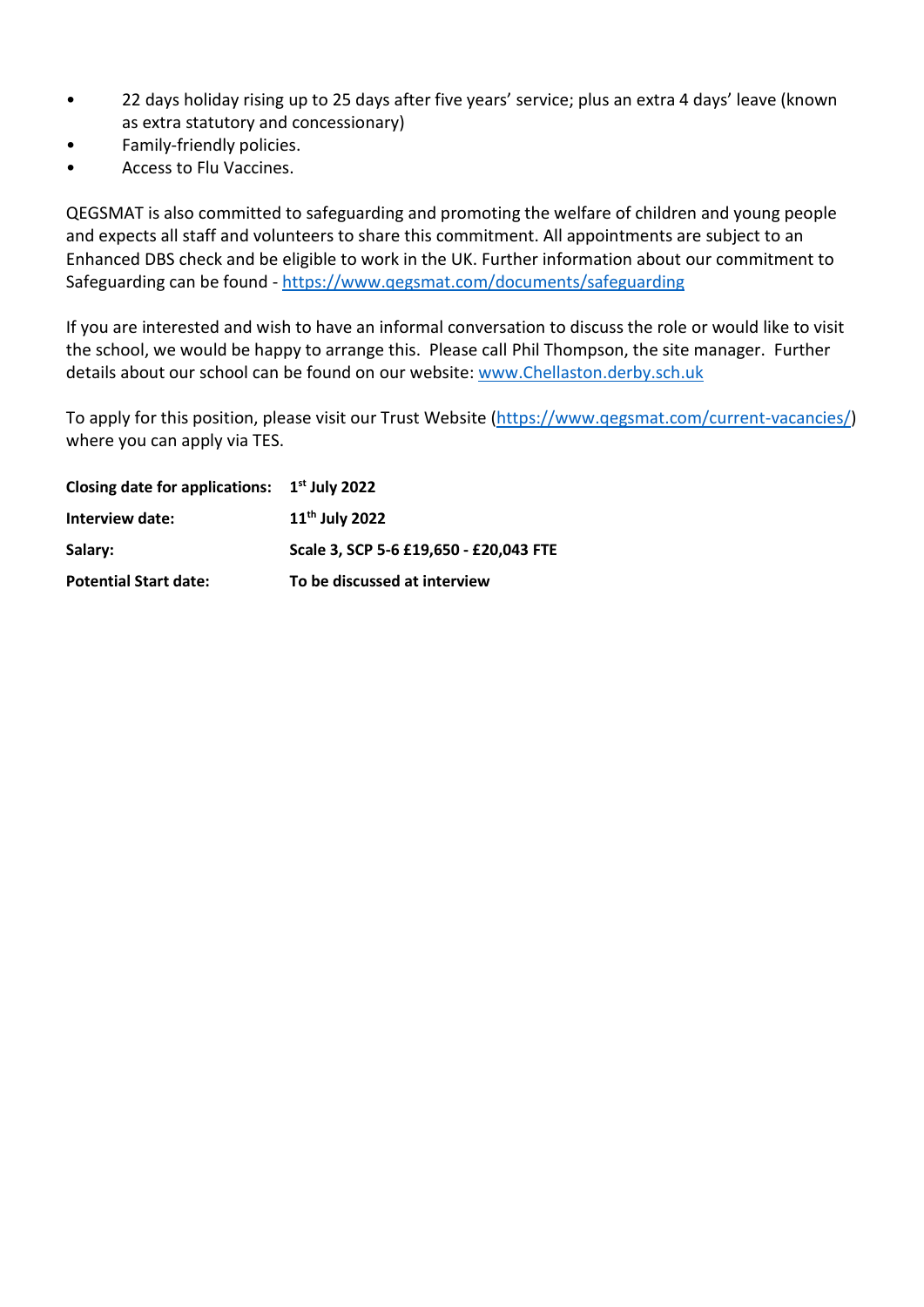- 22 days holiday rising up to 25 days after five years' service; plus an extra 4 days' leave (known as extra statutory and concessionary)
- Family-friendly policies.
- Access to Flu Vaccines.

QEGSMAT is also committed to safeguarding and promoting the welfare of children and young people and expects all staff and volunteers to share this commitment. All appointments are subject to an Enhanced DBS check and be eligible to work in the UK. Further information about our commitment to Safeguarding can be found - https://www.qegsmat.com/documents/safeguarding

If you are interested and wish to have an informal conversation to discuss the role or would like to visit the school, we would be happy to arrange this. Please call Phil Thompson, the site manager. Further details about our school can be found on our website: www.Chellaston.derby.sch.uk

To apply for this position, please visit our Trust Website (https://www.qegsmat.com/current-vacancies/) where you can apply via TES.

| | |
|---|---|
| **Closing date for applications:** | **1st July 2022** |
| **Interview date:** | **11th July 2022** |
| **Salary:** | **Scale 3, SCP 5-6 £19,650 - £20,043 FTE** |
| **Potential Start date:** | **To be discussed at interview** |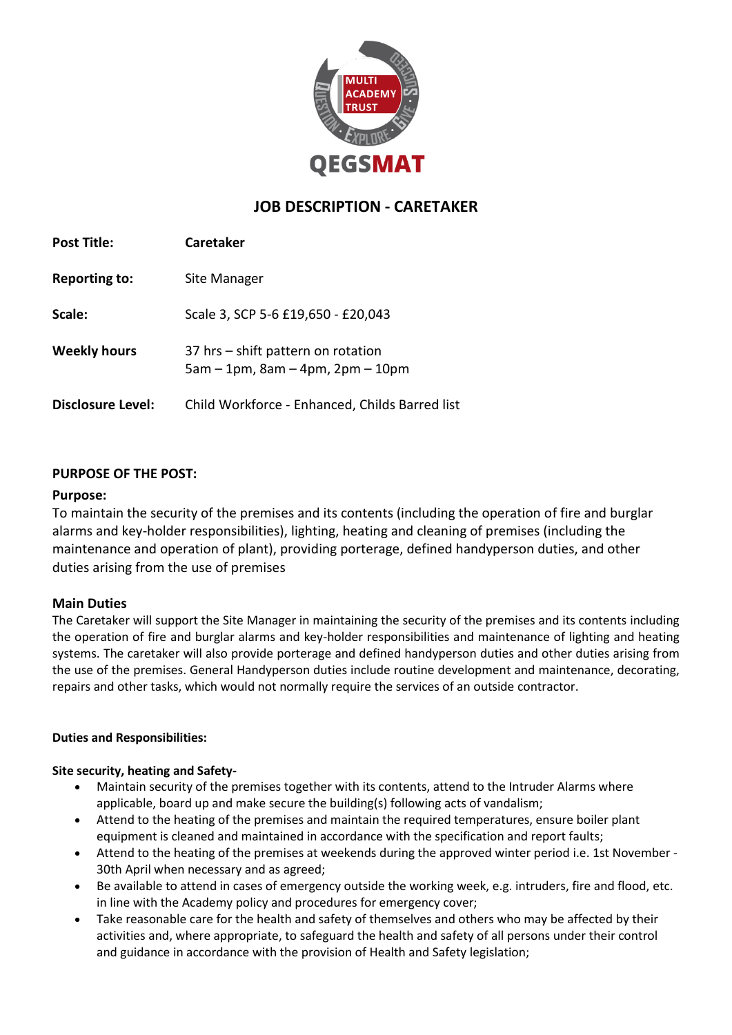# JOB DESCRIPTION - CARETAKER

| | |
|---|---|
| **Post Title:** | **Caretaker** |
| **Reporting to:** | Site Manager |
| **Scale:** | Scale 3, SCP 5-6 £19,650 - £20,043 |
| **Weekly hours** | 37 hrs – shift pattern on rotation<br>5am – 1pm, 8am – 4pm, 2pm – 10pm |
| **Disclosure Level:** | Child Workforce - Enhanced, Childs Barred list |

## PURPOSE OF THE POST:

### Purpose:

To maintain the security of the premises and its contents (including the operation of fire and burglar alarms and key-holder responsibilities), lighting, heating and cleaning of premises (including the maintenance and operation of plant), providing porterage, defined handyperson duties, and other duties arising from the use of premises

### Main Duties

The Caretaker will support the Site Manager in maintaining the security of the premises and its contents including the operation of fire and burglar alarms and key-holder responsibilities and maintenance of lighting and heating systems. The caretaker will also provide porterage and defined handyperson duties and other duties arising from the use of the premises. General Handyperson duties include routine development and maintenance, decorating, repairs and other tasks, which would not normally require the services of an outside contractor.

**Duties and Responsibilities:**

**Site security, heating and Safety-**

- Maintain security of the premises together with its contents, attend to the Intruder Alarms where applicable, board up and make secure the building(s) following acts of vandalism;
- Attend to the heating of the premises and maintain the required temperatures, ensure boiler plant equipment is cleaned and maintained in accordance with the specification and report faults;
- Attend to the heating of the premises at weekends during the approved winter period i.e. 1st November - 30th April when necessary and as agreed;
- Be available to attend in cases of emergency outside the working week, e.g. intruders, fire and flood, etc. in line with the Academy policy and procedures for emergency cover;
- Take reasonable care for the health and safety of themselves and others who may be affected by their activities and, where appropriate, to safeguard the health and safety of all persons under their control and guidance in accordance with the provision of Health and Safety legislation;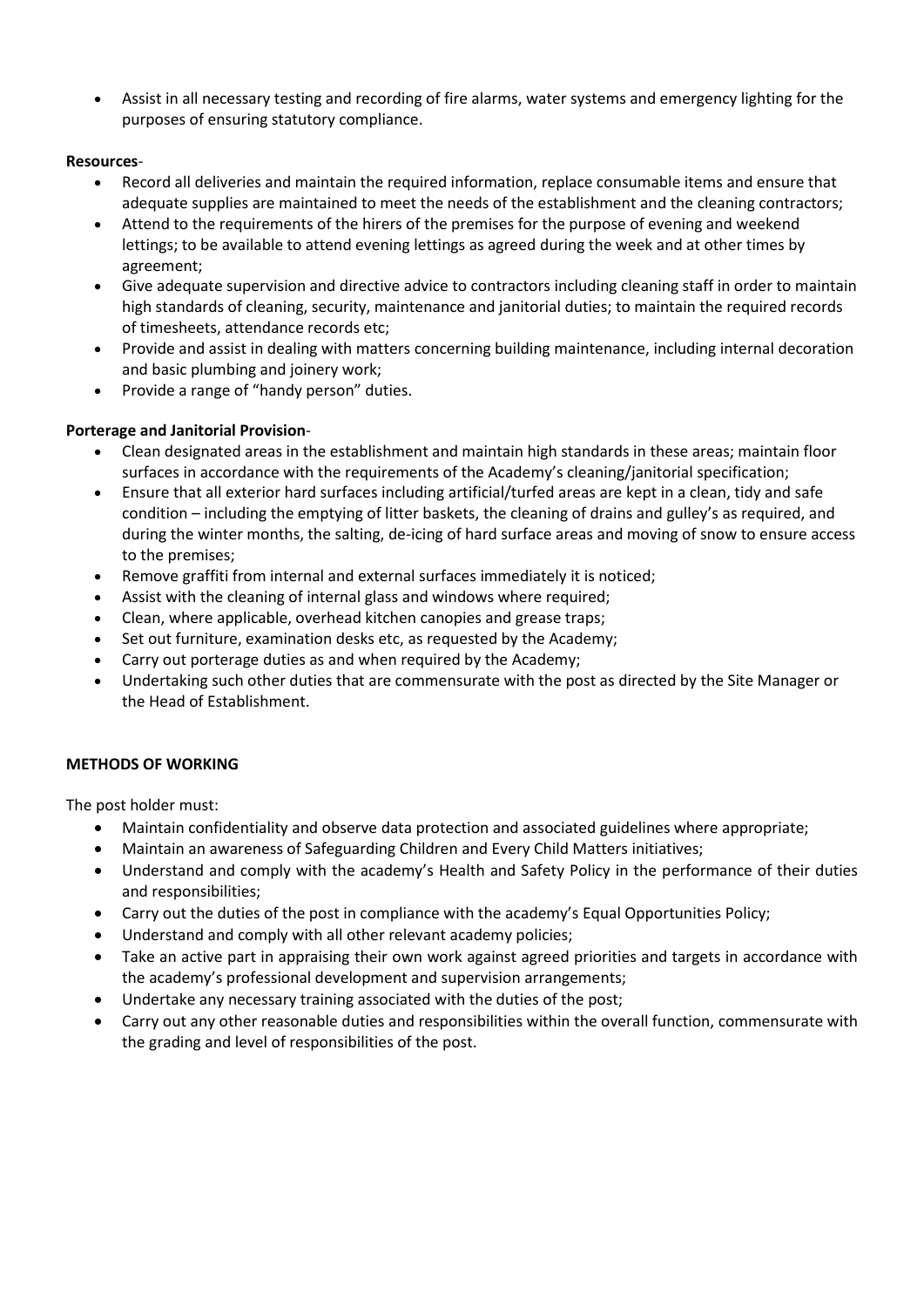- Assist in all necessary testing and recording of fire alarms, water systems and emergency lighting for the purposes of ensuring statutory compliance.

**Resources**-

- Record all deliveries and maintain the required information, replace consumable items and ensure that adequate supplies are maintained to meet the needs of the establishment and the cleaning contractors;
- Attend to the requirements of the hirers of the premises for the purpose of evening and weekend lettings; to be available to attend evening lettings as agreed during the week and at other times by agreement;
- Give adequate supervision and directive advice to contractors including cleaning staff in order to maintain high standards of cleaning, security, maintenance and janitorial duties; to maintain the required records of timesheets, attendance records etc;
- Provide and assist in dealing with matters concerning building maintenance, including internal decoration and basic plumbing and joinery work;
- Provide a range of "handy person" duties.

**Porterage and Janitorial Provision**-

- Clean designated areas in the establishment and maintain high standards in these areas; maintain floor surfaces in accordance with the requirements of the Academy's cleaning/janitorial specification;
- Ensure that all exterior hard surfaces including artificial/turfed areas are kept in a clean, tidy and safe condition – including the emptying of litter baskets, the cleaning of drains and gulley's as required, and during the winter months, the salting, de-icing of hard surface areas and moving of snow to ensure access to the premises;
- Remove graffiti from internal and external surfaces immediately it is noticed;
- Assist with the cleaning of internal glass and windows where required;
- Clean, where applicable, overhead kitchen canopies and grease traps;
- Set out furniture, examination desks etc, as requested by the Academy;
- Carry out porterage duties as and when required by the Academy;
- Undertaking such other duties that are commensurate with the post as directed by the Site Manager or the Head of Establishment.

**METHODS OF WORKING**

The post holder must:

- Maintain confidentiality and observe data protection and associated guidelines where appropriate;
- Maintain an awareness of Safeguarding Children and Every Child Matters initiatives;
- Understand and comply with the academy's Health and Safety Policy in the performance of their duties and responsibilities;
- Carry out the duties of the post in compliance with the academy's Equal Opportunities Policy;
- Understand and comply with all other relevant academy policies;
- Take an active part in appraising their own work against agreed priorities and targets in accordance with the academy's professional development and supervision arrangements;
- Undertake any necessary training associated with the duties of the post;
- Carry out any other reasonable duties and responsibilities within the overall function, commensurate with the grading and level of responsibilities of the post.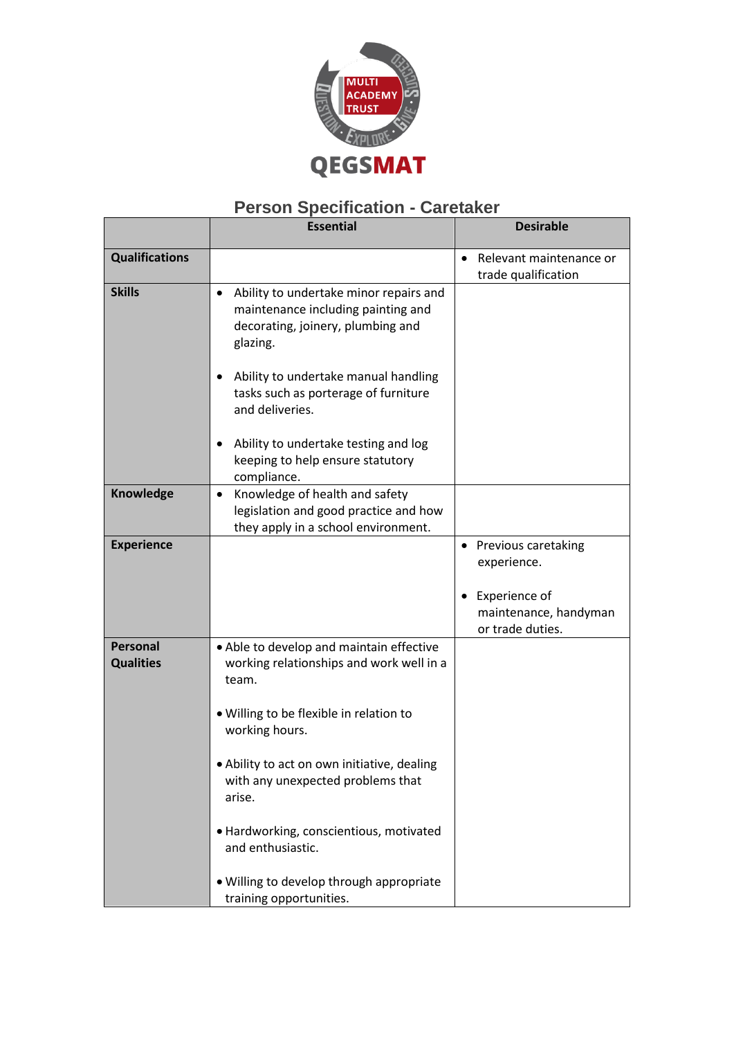QEGSMAT

# Person Specification - Caretaker

| | Essential | Desirable |
|---|---|---|
| **Qualifications** | | • Relevant maintenance or trade qualification |
| **Skills** | • Ability to undertake minor repairs and maintenance including painting and decorating, joinery, plumbing and glazing.<br><br>• Ability to undertake manual handling tasks such as porterage of furniture and deliveries.<br><br>• Ability to undertake testing and log keeping to help ensure statutory compliance. | |
| **Knowledge** | • Knowledge of health and safety legislation and good practice and how they apply in a school environment. | |
| **Experience** | | • Previous caretaking experience.<br><br>• Experience of maintenance, handyman or trade duties. |
| **Personal Qualities** | • Able to develop and maintain effective working relationships and work well in a team.<br><br>• Willing to be flexible in relation to working hours.<br><br>• Ability to act on own initiative, dealing with any unexpected problems that arise.<br><br>• Hardworking, conscientious, motivated and enthusiastic.<br><br>• Willing to develop through appropriate training opportunities. | |